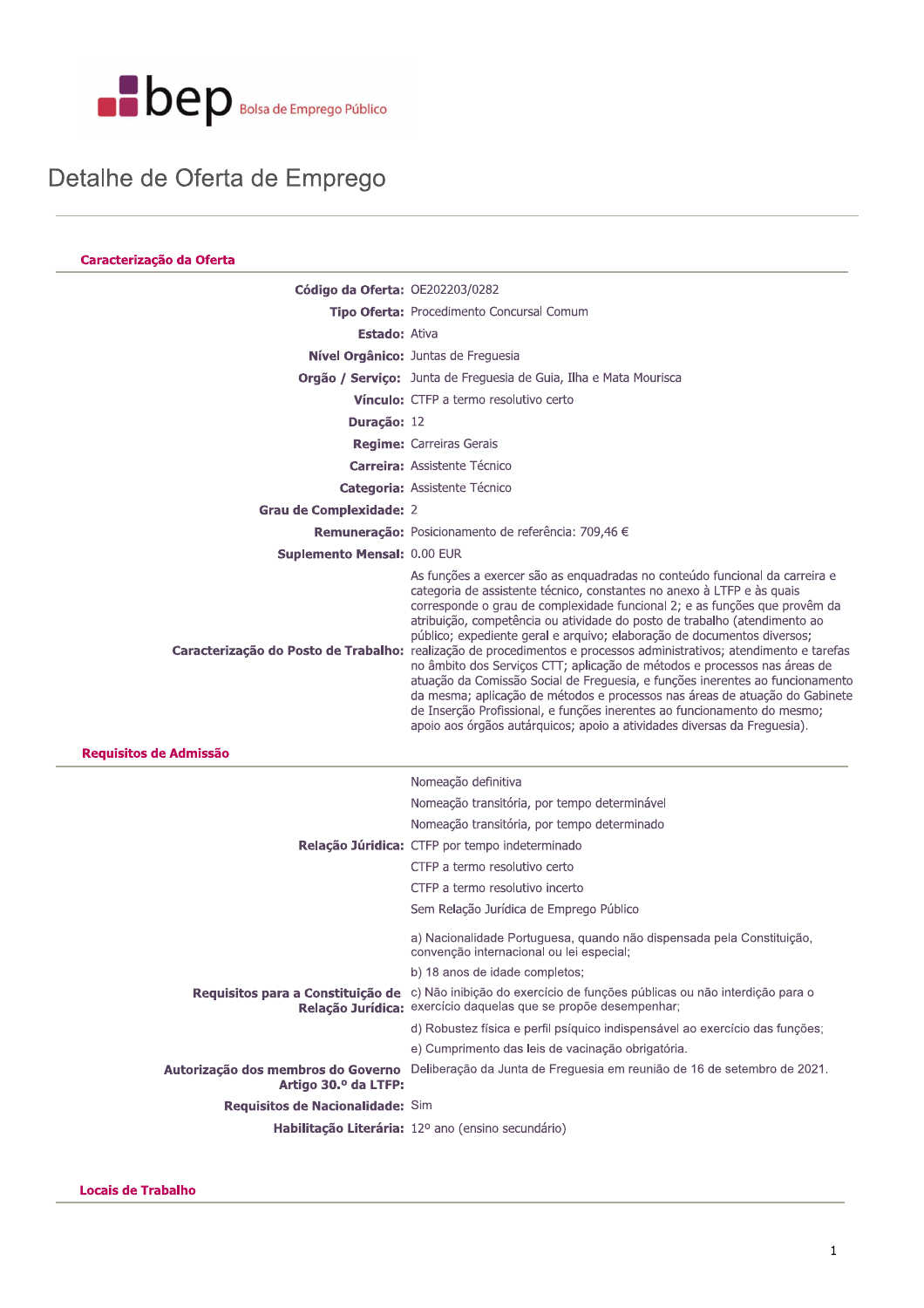bep Bolsa de Emprego Público

# Detalhe de Oferta de Emprego

## Caracterização da Oferta

**Código da Oferta:** OE202203/0282

**Tipo Oferta:** Procedimento Concursal Comum

**Estado:** Ativa

**Nível Orgânico:** Juntas de Freguesia

**Orgão / Serviço:** Junta de Freguesia de Guia, Ilha e Mata Mourisca

**Vínculo:** CTFP a termo resolutivo certo

**Duração:** 12

**Regime:** Carreiras Gerais

**Carreira:** Assistente Técnico

**Categoria:** Assistente Técnico

**Grau de Complexidade:** 2

**Remuneração:** Posicionamento de referência: 709,46 €

**Suplemento Mensal:** 0.00 EUR

**Caracterização do Posto de Trabalho:** As funções a exercer são as enquadradas no conteúdo funcional da carreira e categoria de assistente técnico, constantes no anexo à LTFP e às quais corresponde o grau de complexidade funcional 2; e as funções que provêm da atribuição, competência ou atividade do posto de trabalho (atendimento ao público; expediente geral e arquivo; elaboração de documentos diversos; realização de procedimentos e processos administrativos; atendimento e tarefas no âmbito dos Serviços CTT; aplicação de métodos e processos nas áreas de atuação da Comissão Social de Freguesia, e funções inerentes ao funcionamento da mesma; aplicação de métodos e processos nas áreas de atuação do Gabinete de Inserção Profissional, e funções inerentes ao funcionamento do mesmo; apoio aos órgãos autárquicos; apoio a atividades diversas da Freguesia).

## Requisitos de Admissão

**Relação Júridica:**

- Nomeação definitiva
- Nomeação transitória, por tempo determinável
- Nomeação transitória, por tempo determinado
- CTFP por tempo indeterminado
- CTFP a termo resolutivo certo
- CTFP a termo resolutivo incerto
- Sem Relação Jurídica de Emprego Público

**Requisitos para a Constituição de Relação Jurídica:**

a) Nacionalidade Portuguesa, quando não dispensada pela Constituição, convenção internacional ou lei especial;

b) 18 anos de idade completos;

c) Não inibição do exercício de funções públicas ou não interdição para o exercício daquelas que se propõe desempenhar;

d) Robustez física e perfil psíquico indispensável ao exercício das funções;

e) Cumprimento das leis de vacinação obrigatória.

**Autorização dos membros do Governo Artigo 30.º da LTFP:** Deliberação da Junta de Freguesia em reunião de 16 de setembro de 2021.

**Requisitos de Nacionalidade:** Sim

**Habilitação Literária:** 12º ano (ensino secundário)

## Locais de Trabalho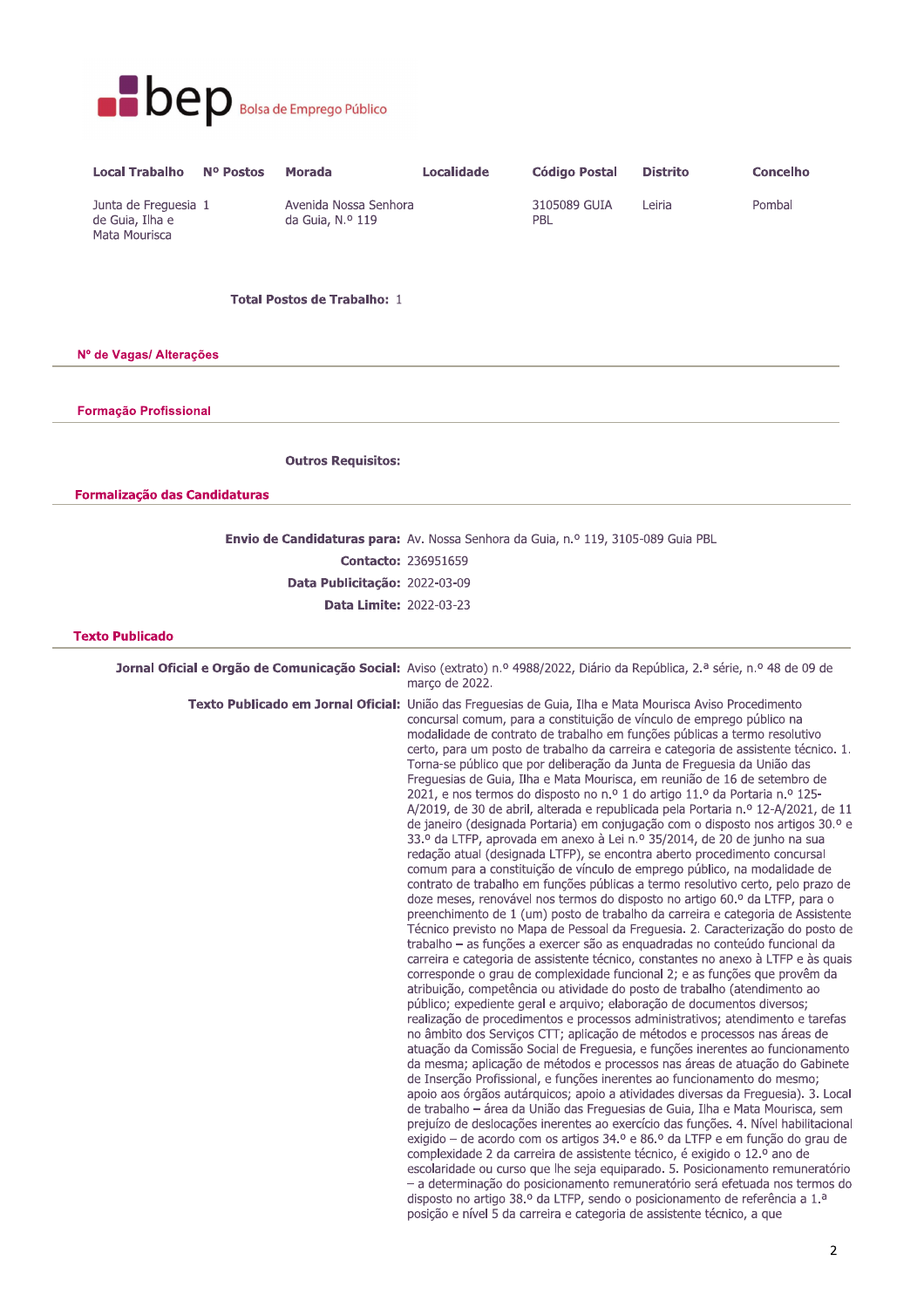bep Bolsa de Emprego Público

| Local Trabalho | Nº Postos | Morada | Localidade | Código Postal | Distrito | Concelho |
|---|---|---|---|---|---|---|
| Junta de Freguesia de Guia, Ilha e Mata Mourisca | 1 | Avenida Nossa Senhora da Guia, N.º 119 | | 3105089 GUIA PBL | Leiria | Pombal |

**Total Postos de Trabalho:** 1

## Nº de Vagas/ Alterações

## Formação Profissional

**Outros Requisitos:**

## Formalização das Candidaturas

**Envio de Candidaturas para:** Av. Nossa Senhora da Guia, n.º 119, 3105-089 Guia PBL

**Contacto:** 236951659

**Data Publicitação:** 2022-03-09

**Data Limite:** 2022-03-23

## Texto Publicado

**Jornal Oficial e Orgão de Comunicação Social:** Aviso (extrato) n.º 4988/2022, Diário da República, 2.ª série, n.º 48 de 09 de março de 2022.

**Texto Publicado em Jornal Oficial:** União das Freguesias de Guia, Ilha e Mata Mourisca Aviso Procedimento concursal comum, para a constituição de vínculo de emprego público na modalidade de contrato de trabalho em funções públicas a termo resolutivo certo, para um posto de trabalho da carreira e categoria de assistente técnico. 1. Torna-se público que por deliberação da Junta de Freguesia da União das Freguesias de Guia, Ilha e Mata Mourisca, em reunião de 16 de setembro de 2021, e nos termos do disposto no n.º 1 do artigo 11.º da Portaria n.º 125-A/2019, de 30 de abril, alterada e republicada pela Portaria n.º 12-A/2021, de 11 de janeiro (designada Portaria) em conjugação com o disposto nos artigos 30.º e 33.º da LTFP, aprovada em anexo à Lei n.º 35/2014, de 20 de junho na sua redação atual (designada LTFP), se encontra aberto procedimento concursal comum para a constituição de vínculo de emprego público, na modalidade de contrato de trabalho em funções públicas a termo resolutivo certo, pelo prazo de doze meses, renovável nos termos do disposto no artigo 60.º da LTFP, para o preenchimento de 1 (um) posto de trabalho da carreira e categoria de Assistente Técnico previsto no Mapa de Pessoal da Freguesia. 2. Caracterização do posto de trabalho – as funções a exercer são as enquadradas no conteúdo funcional da carreira e categoria de assistente técnico, constantes no anexo à LTFP e às quais corresponde o grau de complexidade funcional 2; e as funções que provêm da atribuição, competência ou atividade do posto de trabalho (atendimento ao público; expediente geral e arquivo; elaboração de documentos diversos; realização de procedimentos e processos administrativos; atendimento e tarefas no âmbito dos Serviços CTT; aplicação de métodos e processos nas áreas de atuação da Comissão Social de Freguesia, e funções inerentes ao funcionamento da mesma; aplicação de métodos e processos nas áreas de atuação do Gabinete de Inserção Profissional, e funções inerentes ao funcionamento do mesmo; apoio aos órgãos autárquicos; apoio a atividades diversas da Freguesia). 3. Local de trabalho – área da União das Freguesias de Guia, Ilha e Mata Mourisca, sem prejuízo de deslocações inerentes ao exercício das funções. 4. Nível habilitacional exigido – de acordo com os artigos 34.º e 86.º da LTFP e em função do grau de complexidade 2 da carreira de assistente técnico, é exigido o 12.º ano de escolaridade ou curso que lhe seja equiparado. 5. Posicionamento remuneratório – a determinação do posicionamento remuneratório será efetuada nos termos do disposto no artigo 38.º da LTFP, sendo o posicionamento de referência a 1.ª posição e nível 5 da carreira e categoria de assistente técnico, a que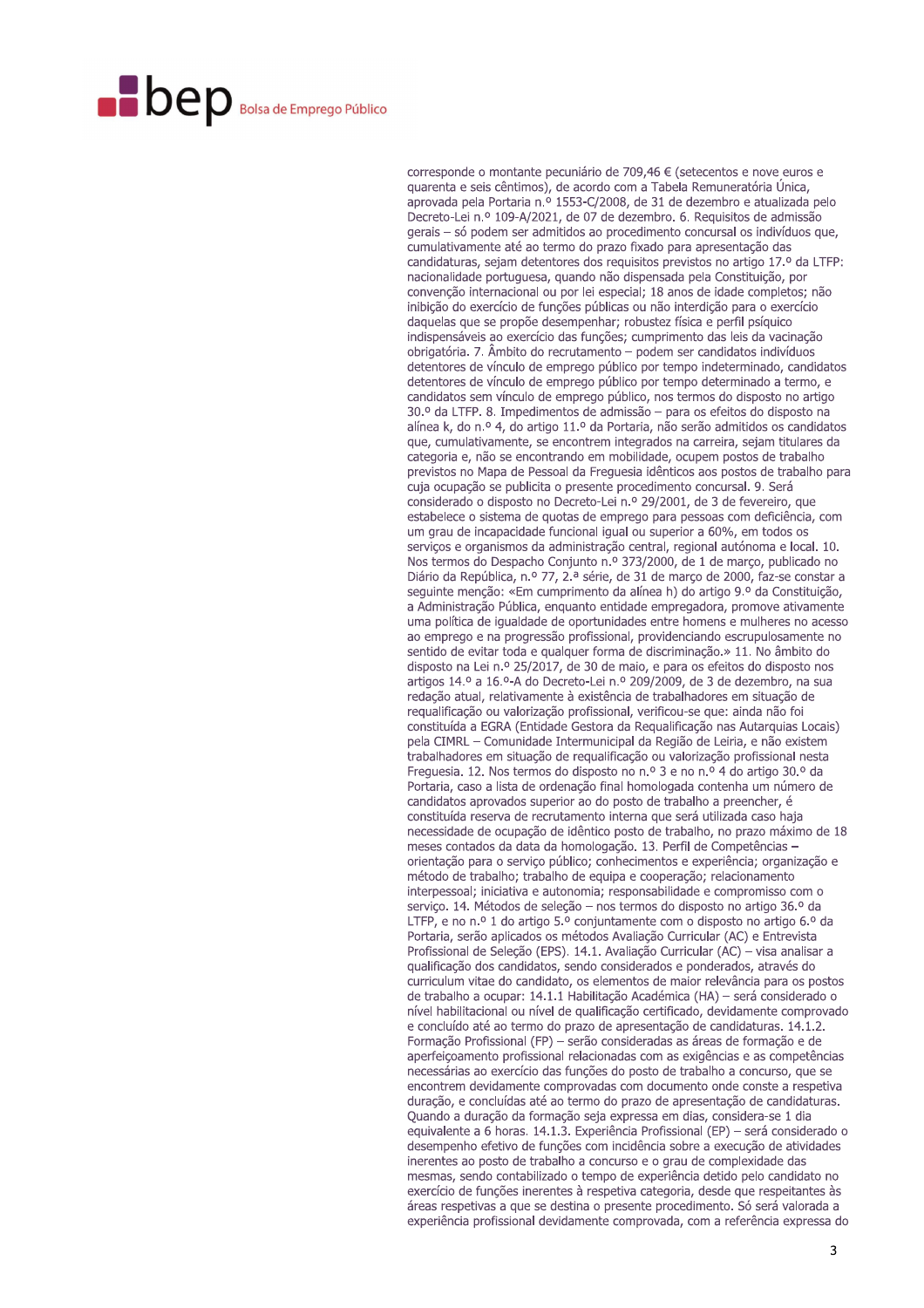corresponde o montante pecuniário de 709,46 € (setecentos e nove euros e quarenta e seis cêntimos), de acordo com a Tabela Remuneratória Única, aprovada pela Portaria n.º 1553-C/2008, de 31 de dezembro e atualizada pelo Decreto-Lei n.º 109-A/2021, de 07 de dezembro. 6. Requisitos de admissão gerais – só podem ser admitidos ao procedimento concursal os indivíduos que, cumulativamente até ao termo do prazo fixado para apresentação das candidaturas, sejam detentores dos requisitos previstos no artigo 17.º da LTFP: nacionalidade portuguesa, quando não dispensada pela Constituição, por convenção internacional ou por lei especial; 18 anos de idade completos; não inibição do exercício de funções públicas ou não interdição para o exercício daquelas que se propõe desempenhar; robustez física e perfil psíquico indispensáveis ao exercício das funções; cumprimento das leis da vacinação obrigatória. 7. Âmbito do recrutamento – podem ser candidatos indivíduos detentores de vínculo de emprego público por tempo indeterminado, candidatos detentores de vínculo de emprego público por tempo determinado a termo, e candidatos sem vínculo de emprego público, nos termos do disposto no artigo 30.º da LTFP. 8. Impedimentos de admissão – para os efeitos do disposto na alínea k, do n.º 4, do artigo 11.º da Portaria, não serão admitidos os candidatos que, cumulativamente, se encontrem integrados na carreira, sejam titulares da categoria e, não se encontrando em mobilidade, ocupem postos de trabalho previstos no Mapa de Pessoal da Freguesia idênticos aos postos de trabalho para cuja ocupação se publicita o presente procedimento concursal. 9. Será considerado o disposto no Decreto-Lei n.º 29/2001, de 3 de fevereiro, que estabelece o sistema de quotas de emprego para pessoas com deficiência, com um grau de incapacidade funcional igual ou superior a 60%, em todos os serviços e organismos da administração central, regional autónoma e local. 10. Nos termos do Despacho Conjunto n.º 373/2000, de 1 de março, publicado no Diário da República, n.º 77, 2.ª série, de 31 de março de 2000, faz-se constar a seguinte menção: «Em cumprimento da alínea h) do artigo 9.º da Constituição, a Administração Pública, enquanto entidade empregadora, promove ativamente uma política de igualdade de oportunidades entre homens e mulheres no acesso ao emprego e na progressão profissional, providenciando escrupulosamente no sentido de evitar toda e qualquer forma de discriminação.» 11. No âmbito do disposto na Lei n.º 25/2017, de 30 de maio, e para os efeitos do disposto nos artigos 14.º a 16.º-A do Decreto-Lei n.º 209/2009, de 3 de dezembro, na sua redação atual, relativamente à existência de trabalhadores em situação de requalificação ou valorização profissional, verificou-se que: ainda não foi constituída a EGRA (Entidade Gestora da Requalificação nas Autarquias Locais) pela CIMRL – Comunidade Intermunicipal da Região de Leiria, e não existem trabalhadores em situação de requalificação ou valorização profissional nesta Freguesia. 12. Nos termos do disposto no n.º 3 e no n.º 4 do artigo 30.º da Portaria, caso a lista de ordenação final homologada contenha um número de candidatos aprovados superior ao do posto de trabalho a preencher, é constituída reserva de recrutamento interna que será utilizada caso haja necessidade de ocupação de idêntico posto de trabalho, no prazo máximo de 18 meses contados da data da homologação. 13. Perfil de Competências – orientação para o serviço público; conhecimentos e experiência; organização e método de trabalho; trabalho de equipa e cooperação; relacionamento interpessoal; iniciativa e autonomia; responsabilidade e compromisso com o serviço. 14. Métodos de seleção – nos termos do disposto no artigo 36.º da LTFP, e no n.º 1 do artigo 5.º conjuntamente com o disposto no artigo 6.º da Portaria, serão aplicados os métodos Avaliação Curricular (AC) e Entrevista Profissional de Seleção (EPS). 14.1. Avaliação Curricular (AC) – visa analisar a qualificação dos candidatos, sendo considerados e ponderados, através do curriculum vitae do candidato, os elementos de maior relevância para os postos de trabalho a ocupar: 14.1.1 Habilitação Académica (HA) – será considerado o nível habilitacional ou nível de qualificação certificado, devidamente comprovado e concluído até ao termo do prazo de apresentação de candidaturas. 14.1.2. Formação Profissional (FP) – serão consideradas as áreas de formação e de aperfeiçoamento profissional relacionadas com as exigências e as competências necessárias ao exercício das funções do posto de trabalho a concurso, que se encontrem devidamente comprovadas com documento onde conste a respetiva duração, e concluídas até ao termo do prazo de apresentação de candidaturas. Quando a duração da formação seja expressa em dias, considera-se 1 dia equivalente a 6 horas. 14.1.3. Experiência Profissional (EP) – será considerado o desempenho efetivo de funções com incidência sobre a execução de atividades inerentes ao posto de trabalho a concurso e o grau de complexidade das mesmas, sendo contabilizado o tempo de experiência detido pelo candidato no exercício de funções inerentes à respetiva categoria, desde que respeitantes às áreas respetivas a que se destina o presente procedimento. Só será valorada a experiência profissional devidamente comprovada, com a referência expressa do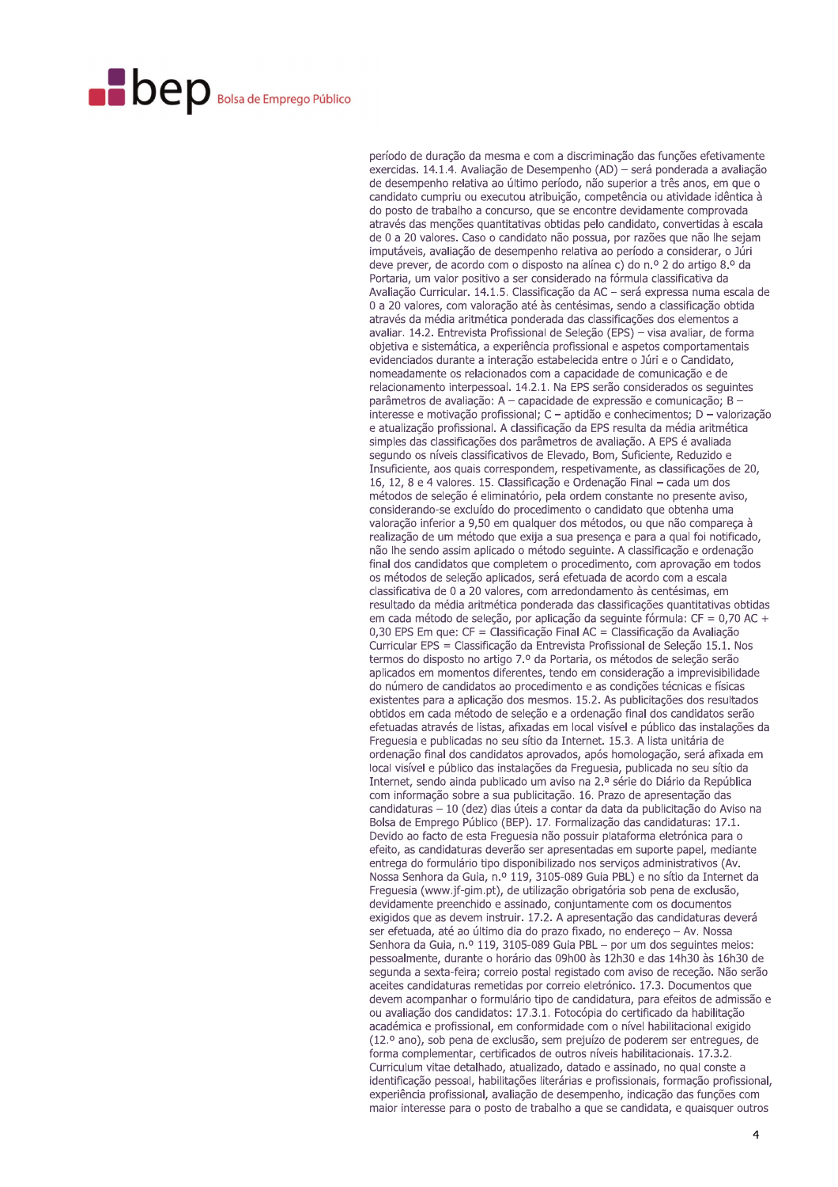período de duração da mesma e com a discriminação das funções efetivamente exercidas. 14.1.4. Avaliação de Desempenho (AD) – será ponderada a avaliação de desempenho relativa ao último período, não superior a três anos, em que o candidato cumpriu ou executou atribuição, competência ou atividade idêntica à do posto de trabalho a concurso, que se encontre devidamente comprovada através das menções quantitativas obtidas pelo candidato, convertidas à escala de 0 a 20 valores. Caso o candidato não possua, por razões que não lhe sejam imputáveis, avaliação de desempenho relativa ao período a considerar, o Júri deve prever, de acordo com o disposto na alínea c) do n.º 2 do artigo 8.º da Portaria, um valor positivo a ser considerado na fórmula classificativa da Avaliação Curricular. 14.1.5. Classificação da AC – será expressa numa escala de 0 a 20 valores, com valoração até às centésimas, sendo a classificação obtida através da média aritmética ponderada das classificações dos elementos a avaliar. 14.2. Entrevista Profissional de Seleção (EPS) – visa avaliar, de forma objetiva e sistemática, a experiência profissional e aspetos comportamentais evidenciados durante a interação estabelecida entre o Júri e o Candidato, nomeadamente os relacionados com a capacidade de comunicação e de relacionamento interpessoal. 14.2.1. Na EPS serão considerados os seguintes parâmetros de avaliação: A – capacidade de expressão e comunicação; B – interesse e motivação profissional; C – aptidão e conhecimentos; D – valorização e atualização profissional. A classificação da EPS resulta da média aritmética simples das classificações dos parâmetros de avaliação. A EPS é avaliada segundo os níveis classificativos de Elevado, Bom, Suficiente, Reduzido e Insuficiente, aos quais correspondem, respetivamente, as classificações de 20, 16, 12, 8 e 4 valores. 15. Classificação e Ordenação Final – cada um dos métodos de seleção é eliminatório, pela ordem constante no presente aviso, considerando-se excluído do procedimento o candidato que obtenha uma valoração inferior a 9,50 em qualquer dos métodos, ou que não compareça à realização de um método que exija a sua presença e para a qual foi notificado, não lhe sendo assim aplicado o método seguinte. A classificação e ordenação final dos candidatos que completem o procedimento, com aprovação em todos os métodos de seleção aplicados, será efetuada de acordo com a escala classificativa de 0 a 20 valores, com arredondamento às centésimas, em resultado da média aritmética ponderada das classificações quantitativas obtidas em cada método de seleção, por aplicação da seguinte fórmula: CF = 0,70 AC + 0,30 EPS Em que: CF = Classificação Final AC = Classificação da Avaliação Curricular EPS = Classificação da Entrevista Profissional de Seleção 15.1. Nos termos do disposto no artigo 7.º da Portaria, os métodos de seleção serão aplicados em momentos diferentes, tendo em consideração a imprevisibilidade do número de candidatos ao procedimento e as condições técnicas e físicas existentes para a aplicação dos mesmos. 15.2. As publicitações dos resultados obtidos em cada método de seleção e a ordenação final dos candidatos serão efetuadas através de listas, afixadas em local visível e público das instalações da Freguesia e publicadas no seu sítio da Internet. 15.3. A lista unitária de ordenação final dos candidatos aprovados, após homologação, será afixada em local visível e público das instalações da Freguesia, publicada no seu sítio da Internet, sendo ainda publicado um aviso na 2.ª série do Diário da República com informação sobre a sua publicitação. 16. Prazo de apresentação das candidaturas – 10 (dez) dias úteis a contar da data da publicitação do Aviso na Bolsa de Emprego Público (BEP). 17. Formalização das candidaturas: 17.1. Devido ao facto de esta Freguesia não possuir plataforma eletrónica para o efeito, as candidaturas deverão ser apresentadas em suporte papel, mediante entrega do formulário tipo disponibilizado nos serviços administrativos (Av. Nossa Senhora da Guia, n.º 119, 3105-089 Guia PBL) e no sítio da Internet da Freguesia (www.jf-gim.pt), de utilização obrigatória sob pena de exclusão, devidamente preenchido e assinado, conjuntamente com os documentos exigidos que as devem instruir. 17.2. A apresentação das candidaturas deverá ser efetuada, até ao último dia do prazo fixado, no endereço – Av. Nossa Senhora da Guia, n.º 119, 3105-089 Guia PBL – por um dos seguintes meios: pessoalmente, durante o horário das 09h00 às 12h30 e das 14h30 às 16h30 de segunda a sexta-feira; correio postal registado com aviso de receção. Não serão aceites candidaturas remetidas por correio eletrónico. 17.3. Documentos que devem acompanhar o formulário tipo de candidatura, para efeitos de admissão e ou avaliação dos candidatos: 17.3.1. Fotocópia do certificado da habilitação académica e profissional, em conformidade com o nível habilitacional exigido (12.º ano), sob pena de exclusão, sem prejuízo de poderem ser entregues, de forma complementar, certificados de outros níveis habilitacionais. 17.3.2. Curriculum vitae detalhado, atualizado, datado e assinado, no qual conste a identificação pessoal, habilitações literárias e profissionais, formação profissional, experiência profissional, avaliação de desempenho, indicação das funções com maior interesse para o posto de trabalho a que se candidata, e quaisquer outros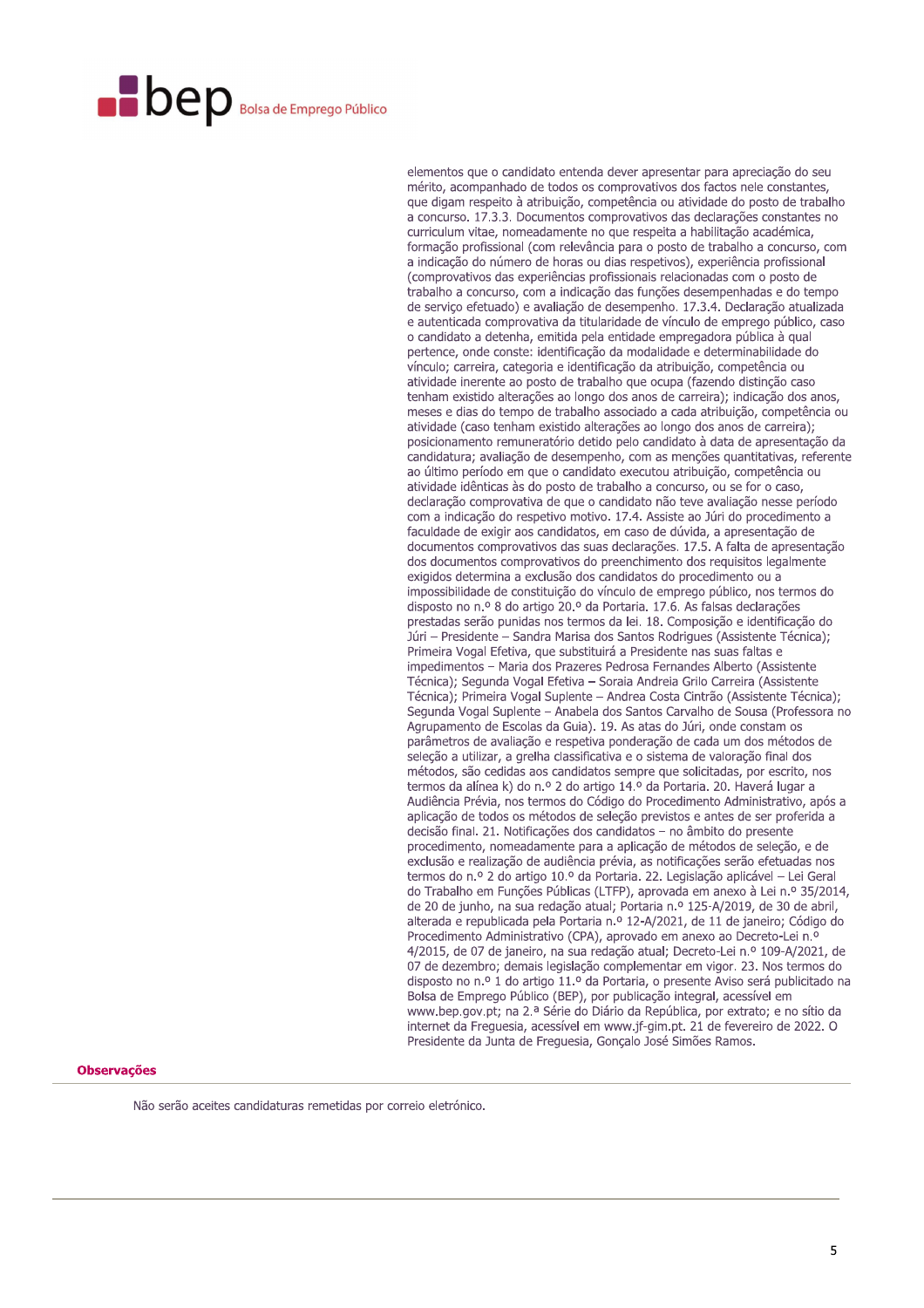elementos que o candidato entenda dever apresentar para apreciação do seu mérito, acompanhado de todos os comprovativos dos factos nele constantes, que digam respeito à atribuição, competência ou atividade do posto de trabalho a concurso. 17.3.3. Documentos comprovativos das declarações constantes no curriculum vitae, nomeadamente no que respeita a habilitação académica, formação profissional (com relevância para o posto de trabalho a concurso, com a indicação do número de horas ou dias respetivos), experiência profissional (comprovativos das experiências profissionais relacionadas com o posto de trabalho a concurso, com a indicação das funções desempenhadas e do tempo de serviço efetuado) e avaliação de desempenho. 17.3.4. Declaração atualizada e autenticada comprovativa da titularidade de vínculo de emprego público, caso o candidato a detenha, emitida pela entidade empregadora pública à qual pertence, onde conste: identificação da modalidade e determinabilidade do vínculo; carreira, categoria e identificação da atribuição, competência ou atividade inerente ao posto de trabalho que ocupa (fazendo distinção caso tenham existido alterações ao longo dos anos de carreira); indicação dos anos, meses e dias do tempo de trabalho associado a cada atribuição, competência ou atividade (caso tenham existido alterações ao longo dos anos de carreira); posicionamento remuneratório detido pelo candidato à data de apresentação da candidatura; avaliação de desempenho, com as menções quantitativas, referente ao último período em que o candidato executou atribuição, competência ou atividade idênticas às do posto de trabalho a concurso, ou se for o caso, declaração comprovativa de que o candidato não teve avaliação nesse período com a indicação do respetivo motivo. 17.4. Assiste ao Júri do procedimento a faculdade de exigir aos candidatos, em caso de dúvida, a apresentação de documentos comprovativos das suas declarações. 17.5. A falta de apresentação dos documentos comprovativos do preenchimento dos requisitos legalmente exigidos determina a exclusão dos candidatos do procedimento ou a impossibilidade de constituição do vínculo de emprego público, nos termos do disposto no n.º 8 do artigo 20.º da Portaria. 17.6. As falsas declarações prestadas serão punidas nos termos da lei. 18. Composição e identificação do Júri – Presidente – Sandra Marisa dos Santos Rodrigues (Assistente Técnica); Primeira Vogal Efetiva, que substituirá a Presidente nas suas faltas e impedimentos – Maria dos Prazeres Pedrosa Fernandes Alberto (Assistente Técnica); Segunda Vogal Efetiva – Soraia Andreia Grilo Carreira (Assistente Técnica); Primeira Vogal Suplente – Andrea Costa Cintrão (Assistente Técnica); Segunda Vogal Suplente – Anabela dos Santos Carvalho de Sousa (Professora no Agrupamento de Escolas da Guia). 19. As atas do Júri, onde constam os parâmetros de avaliação e respetiva ponderação de cada um dos métodos de seleção a utilizar, a grelha classificativa e o sistema de valoração final dos métodos, são cedidas aos candidatos sempre que solicitadas, por escrito, nos termos da alínea k) do n.º 2 do artigo 14.º da Portaria. 20. Haverá lugar a Audiência Prévia, nos termos do Código do Procedimento Administrativo, após a aplicação de todos os métodos de seleção previstos e antes de ser proferida a decisão final. 21. Notificações dos candidatos – no âmbito do presente procedimento, nomeadamente para a aplicação de métodos de seleção, e de exclusão e realização de audiência prévia, as notificações serão efetuadas nos termos do n.º 2 do artigo 10.º da Portaria. 22. Legislação aplicável – Lei Geral do Trabalho em Funções Públicas (LTFP), aprovada em anexo à Lei n.º 35/2014, de 20 de junho, na sua redação atual; Portaria n.º 125-A/2019, de 30 de abril, alterada e republicada pela Portaria n.º 12-A/2021, de 11 de janeiro; Código do Procedimento Administrativo (CPA), aprovado em anexo ao Decreto-Lei n.º 4/2015, de 07 de janeiro, na sua redação atual; Decreto-Lei n.º 109-A/2021, de 07 de dezembro; demais legislação complementar em vigor. 23. Nos termos do disposto no n.º 1 do artigo 11.º da Portaria, o presente Aviso será publicitado na Bolsa de Emprego Público (BEP), por publicação integral, acessível em www.bep.gov.pt; na 2.ª Série do Diário da República, por extrato; e no sítio da internet da Freguesia, acessível em www.jf-gim.pt. 21 de fevereiro de 2022. O Presidente da Junta de Freguesia, Gonçalo José Simões Ramos.

**Observações**

Não serão aceites candidaturas remetidas por correio eletrónico.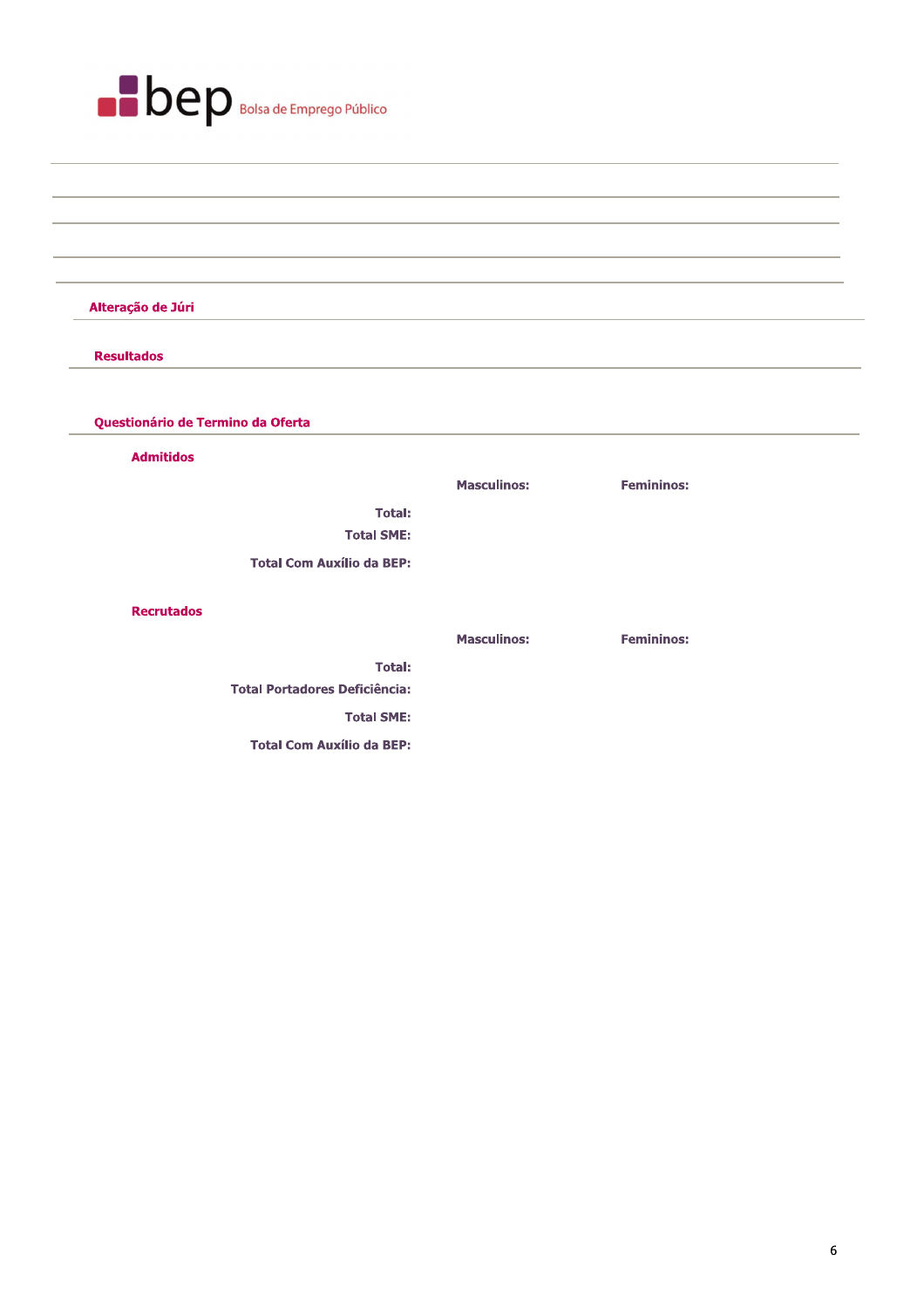## Alteração de Júri

## Resultados

## Questionário de Termino da Oferta

### Admitidos

| | Masculinos: | Femininos: |
|---|---|---|
| Total: | | |
| Total SME: | | |
| Total Com Auxílio da BEP: | | |

### Recrutados

| | Masculinos: | Femininos: |
|---|---|---|
| Total: | | |
| Total Portadores Deficiência: | | |
| Total SME: | | |
| Total Com Auxílio da BEP: | | |